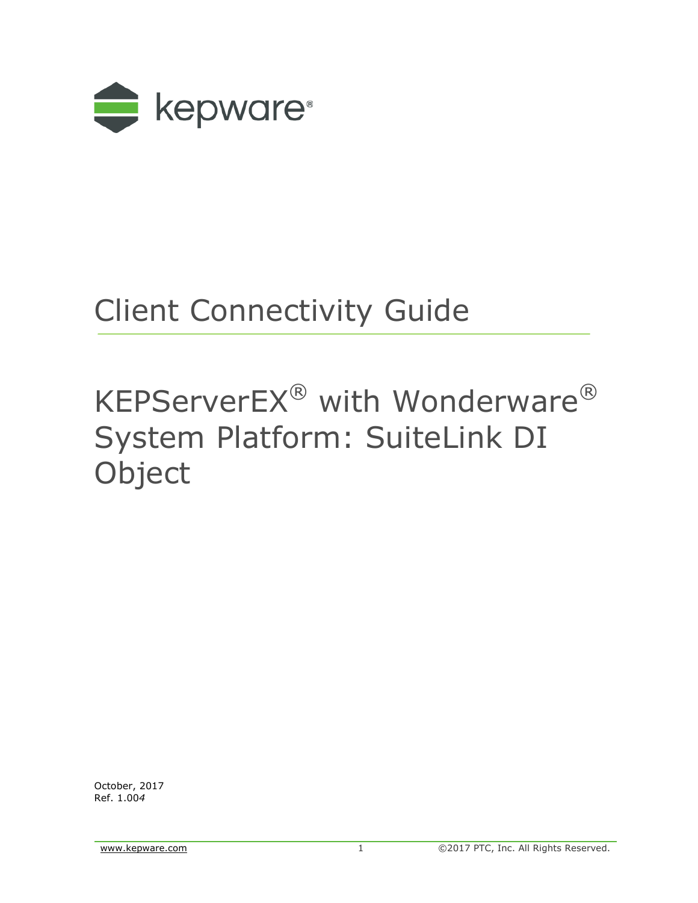kepware®

# Client Connectivity Guide

# KEPServerEX® with Wonderware® System Platform: SuiteLink DI Object

October, 2017
Ref. 1.004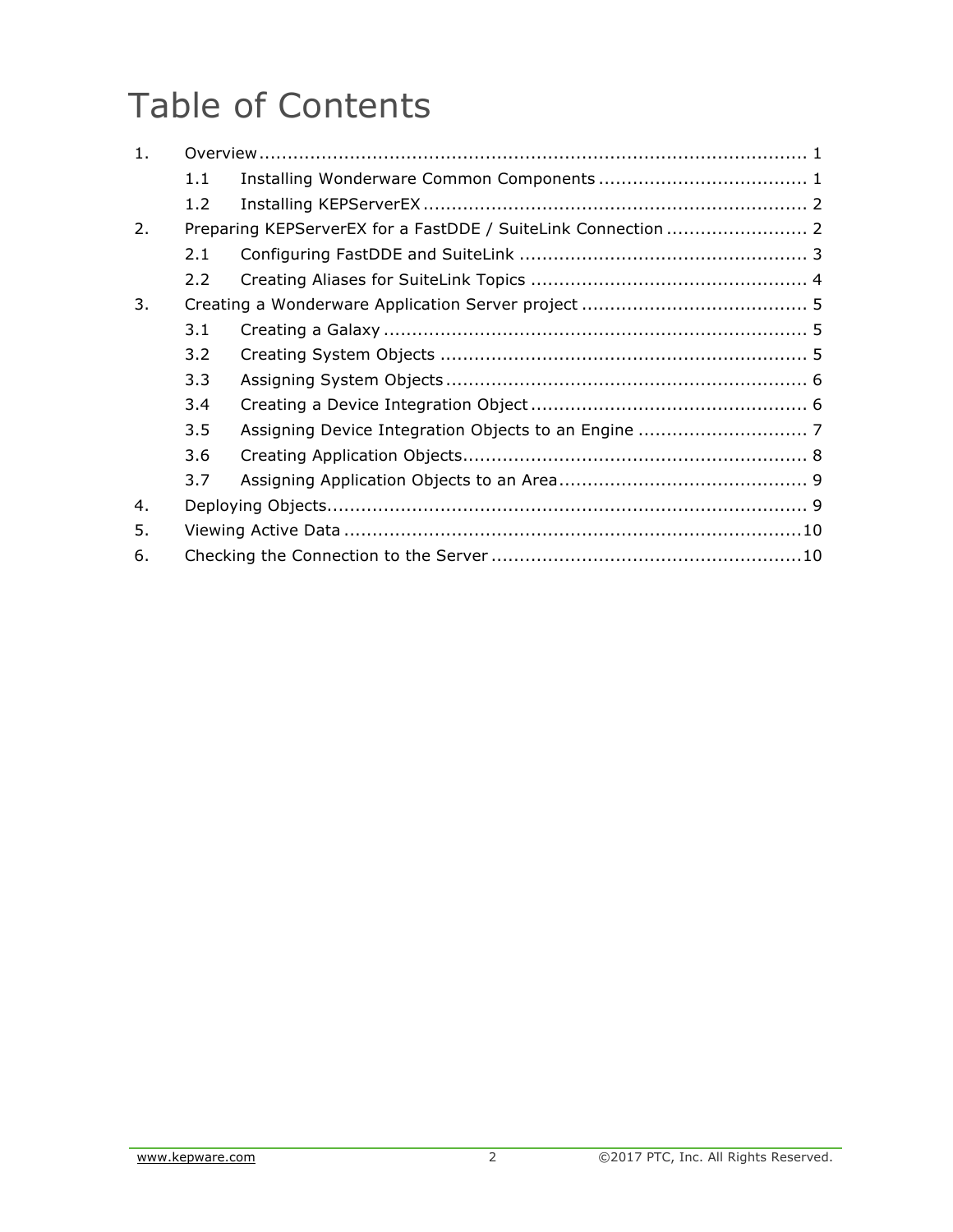# Table of Contents

1. Overview ........................................................................................ 1
   - 1.1 Installing Wonderware Common Components .................................... 1
   - 1.2 Installing KEPServerEX ................................................................... 2
2. Preparing KEPServerEX for a FastDDE / SuiteLink Connection ......................... 2
   - 2.1 Configuring FastDDE and SuiteLink .................................................. 3
   - 2.2 Creating Aliases for SuiteLink Topics ................................................ 4
3. Creating a Wonderware Application Server project ........................................ 5
   - 3.1 Creating a Galaxy .......................................................................... 5
   - 3.2 Creating System Objects ................................................................. 5
   - 3.3 Assigning System Objects ................................................................ 6
   - 3.4 Creating a Device Integration Object ................................................. 6
   - 3.5 Assigning Device Integration Objects to an Engine .............................. 7
   - 3.6 Creating Application Objects ............................................................ 8
   - 3.7 Assigning Application Objects to an Area ........................................... 9
4. Deploying Objects ............................................................................... 9
5. Viewing Active Data ............................................................................. 10
6. Checking the Connection to the Server ....................................................... 10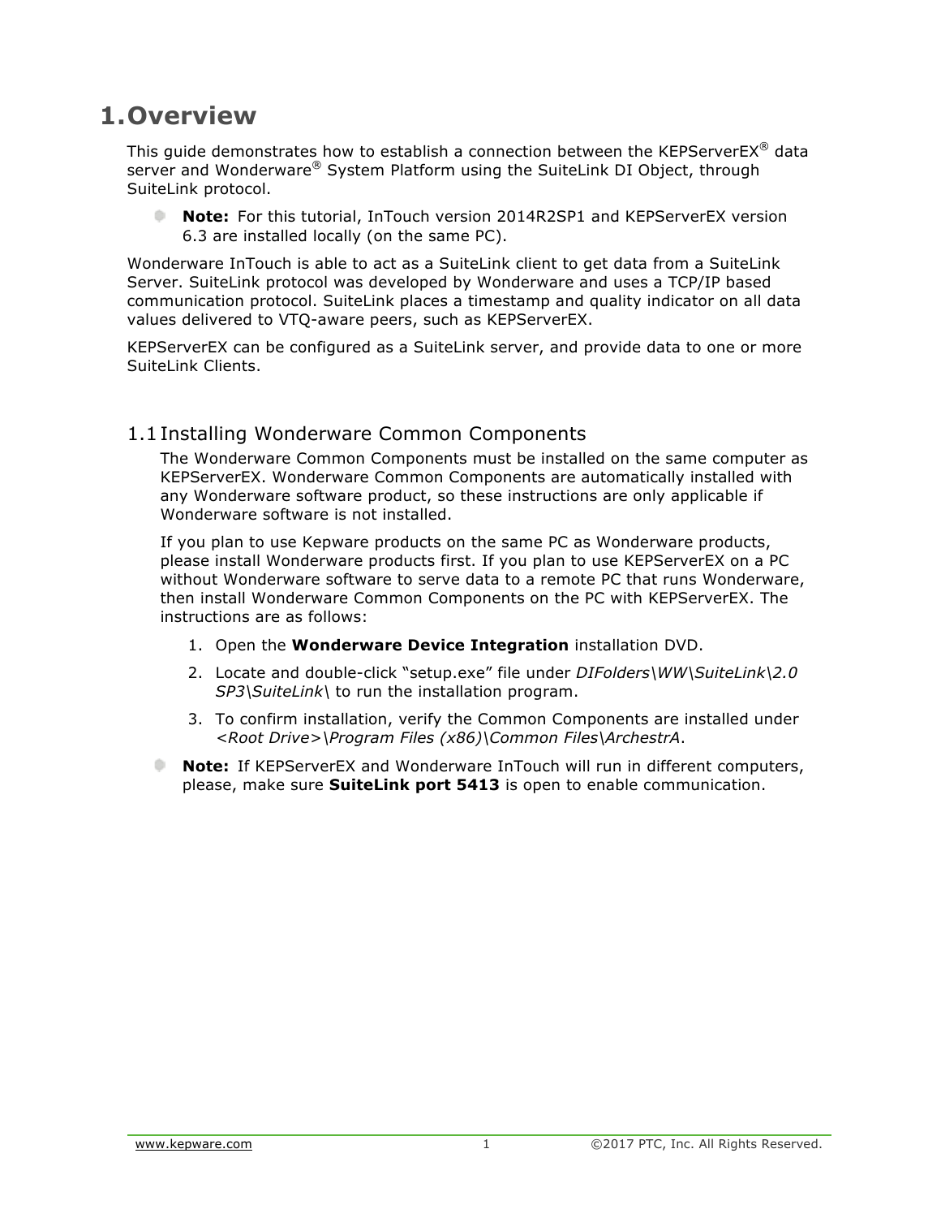# 1. Overview

This guide demonstrates how to establish a connection between the KEPServerEX® data server and Wonderware® System Platform using the SuiteLink DI Object, through SuiteLink protocol.

- **Note:** For this tutorial, InTouch version 2014R2SP1 and KEPServerEX version 6.3 are installed locally (on the same PC).

Wonderware InTouch is able to act as a SuiteLink client to get data from a SuiteLink Server. SuiteLink protocol was developed by Wonderware and uses a TCP/IP based communication protocol. SuiteLink places a timestamp and quality indicator on all data values delivered to VTQ-aware peers, such as KEPServerEX.

KEPServerEX can be configured as a SuiteLink server, and provide data to one or more SuiteLink Clients.

## 1.1 Installing Wonderware Common Components

The Wonderware Common Components must be installed on the same computer as KEPServerEX. Wonderware Common Components are automatically installed with any Wonderware software product, so these instructions are only applicable if Wonderware software is not installed.

If you plan to use Kepware products on the same PC as Wonderware products, please install Wonderware products first. If you plan to use KEPServerEX on a PC without Wonderware software to serve data to a remote PC that runs Wonderware, then install Wonderware Common Components on the PC with KEPServerEX. The instructions are as follows:

1. Open the **Wonderware Device Integration** installation DVD.
2. Locate and double-click "setup.exe" file under *DIFolders\WW\SuiteLink\2.0 SP3\SuiteLink\* to run the installation program.
3. To confirm installation, verify the Common Components are installed under *<Root Drive>\Program Files (x86)\Common Files\ArchestrA*.

- **Note:** If KEPServerEX and Wonderware InTouch will run in different computers, please, make sure **SuiteLink port 5413** is open to enable communication.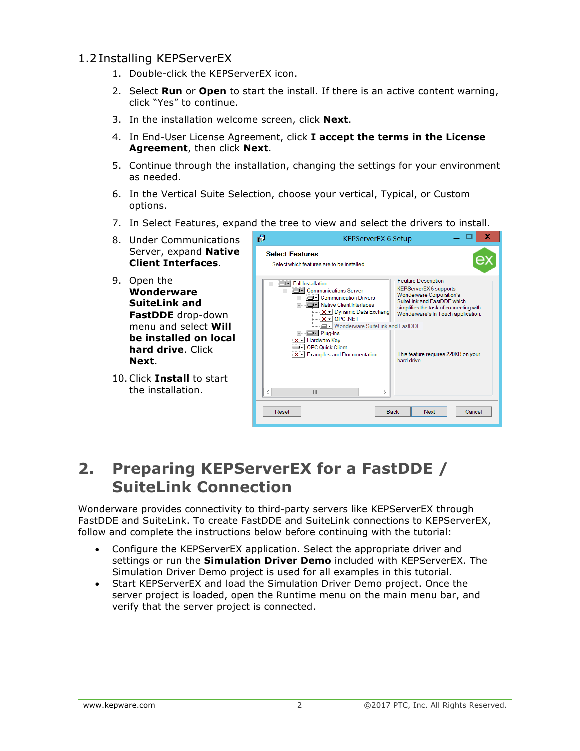### 1.2 Installing KEPServerEX

1. Double-click the KEPServerEX icon.
2. Select **Run** or **Open** to start the install. If there is an active content warning, click "Yes" to continue.
3. In the installation welcome screen, click **Next**.
4. In End-User License Agreement, click **I accept the terms in the License Agreement**, then click **Next**.
5. Continue through the installation, changing the settings for your environment as needed.
6. In the Vertical Suite Selection, choose your vertical, Typical, or Custom options.
7. In Select Features, expand the tree to view and select the drivers to install.
8. Under Communications Server, expand **Native Client Interfaces**.
9. Open the **Wonderware SuiteLink and FastDDE** drop-down menu and select **Will be installed on local hard drive**. Click **Next**.
10. Click **Install** to start the installation.

## 2. Preparing KEPServerEX for a FastDDE / SuiteLink Connection

Wonderware provides connectivity to third-party servers like KEPServerEX through FastDDE and SuiteLink. To create FastDDE and SuiteLink connections to KEPServerEX, follow and complete the instructions below before continuing with the tutorial:

- Configure the KEPServerEX application. Select the appropriate driver and settings or run the **Simulation Driver Demo** included with KEPServerEX. The Simulation Driver Demo project is used for all examples in this tutorial.
- Start KEPServerEX and load the Simulation Driver Demo project. Once the server project is loaded, open the Runtime menu on the main menu bar, and verify that the server project is connected.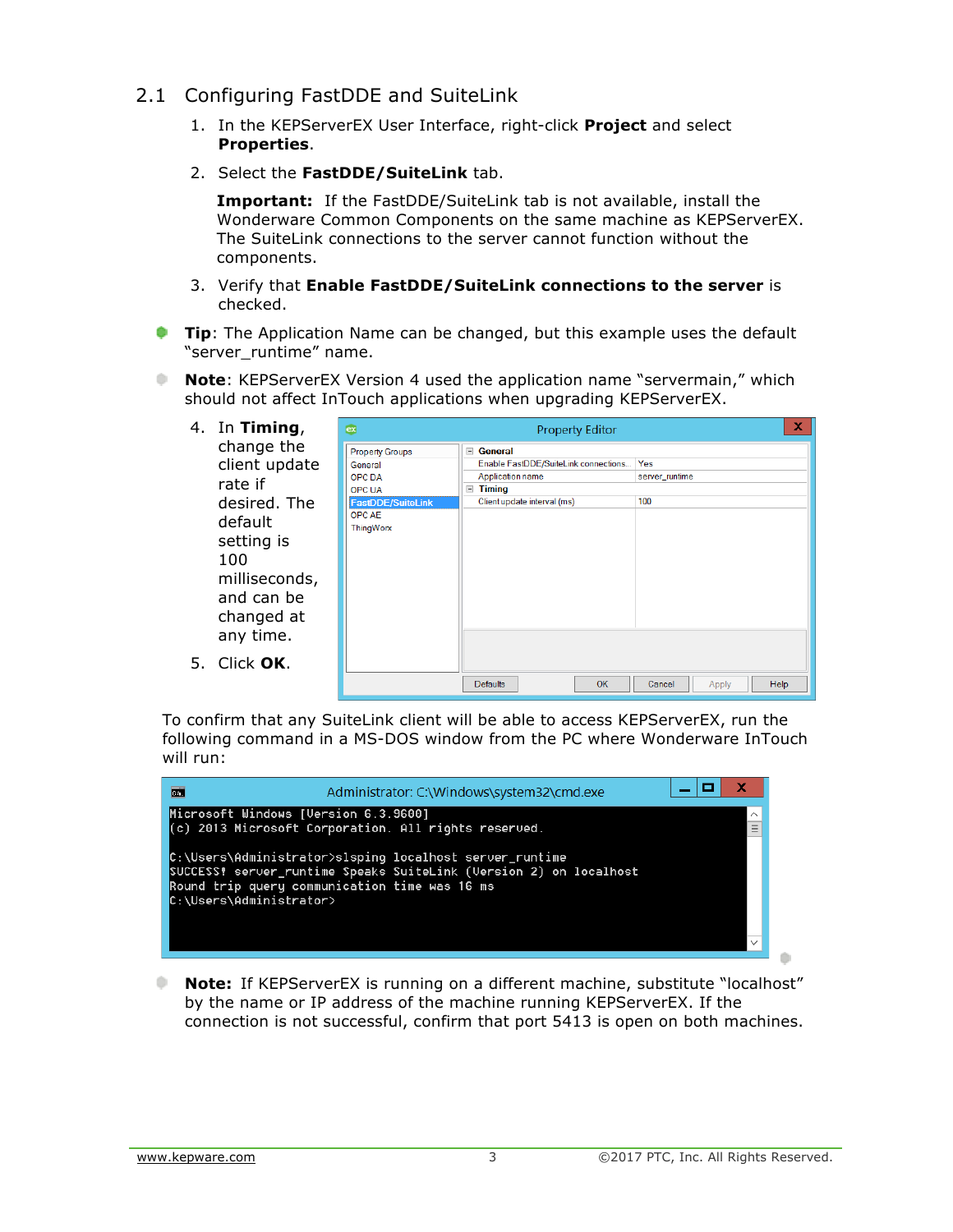## 2.1 Configuring FastDDE and SuiteLink

1. In the KEPServerEX User Interface, right-click **Project** and select **Properties**.
2. Select the **FastDDE/SuiteLink** tab.

   **Important:** If the FastDDE/SuiteLink tab is not available, install the Wonderware Common Components on the same machine as KEPServerEX. The SuiteLink connections to the server cannot function without the components.

3. Verify that **Enable FastDDE/SuiteLink connections to the server** is checked.

**Tip**: The Application Name can be changed, but this example uses the default "server_runtime" name.

**Note**: KEPServerEX Version 4 used the application name "servermain," which should not affect InTouch applications when upgrading KEPServerEX.

4. In **Timing**, change the client update rate if desired. The default setting is 100 milliseconds, and can be changed at any time.
5. Click **OK**.

To confirm that any SuiteLink client will be able to access KEPServerEX, run the following command in a MS-DOS window from the PC where Wonderware InTouch will run:

```
Microsoft Windows [Version 6.3.9600]
(c) 2013 Microsoft Corporation. All rights reserved.

C:\Users\Administrator>slsping localhost server_runtime
SUCCESS! server_runtime Speaks SuiteLink (Version 2) on localhost
Round trip query communication time was 16 ms
C:\Users\Administrator>
```

**Note:** If KEPServerEX is running on a different machine, substitute "localhost" by the name or IP address of the machine running KEPServerEX. If the connection is not successful, confirm that port 5413 is open on both machines.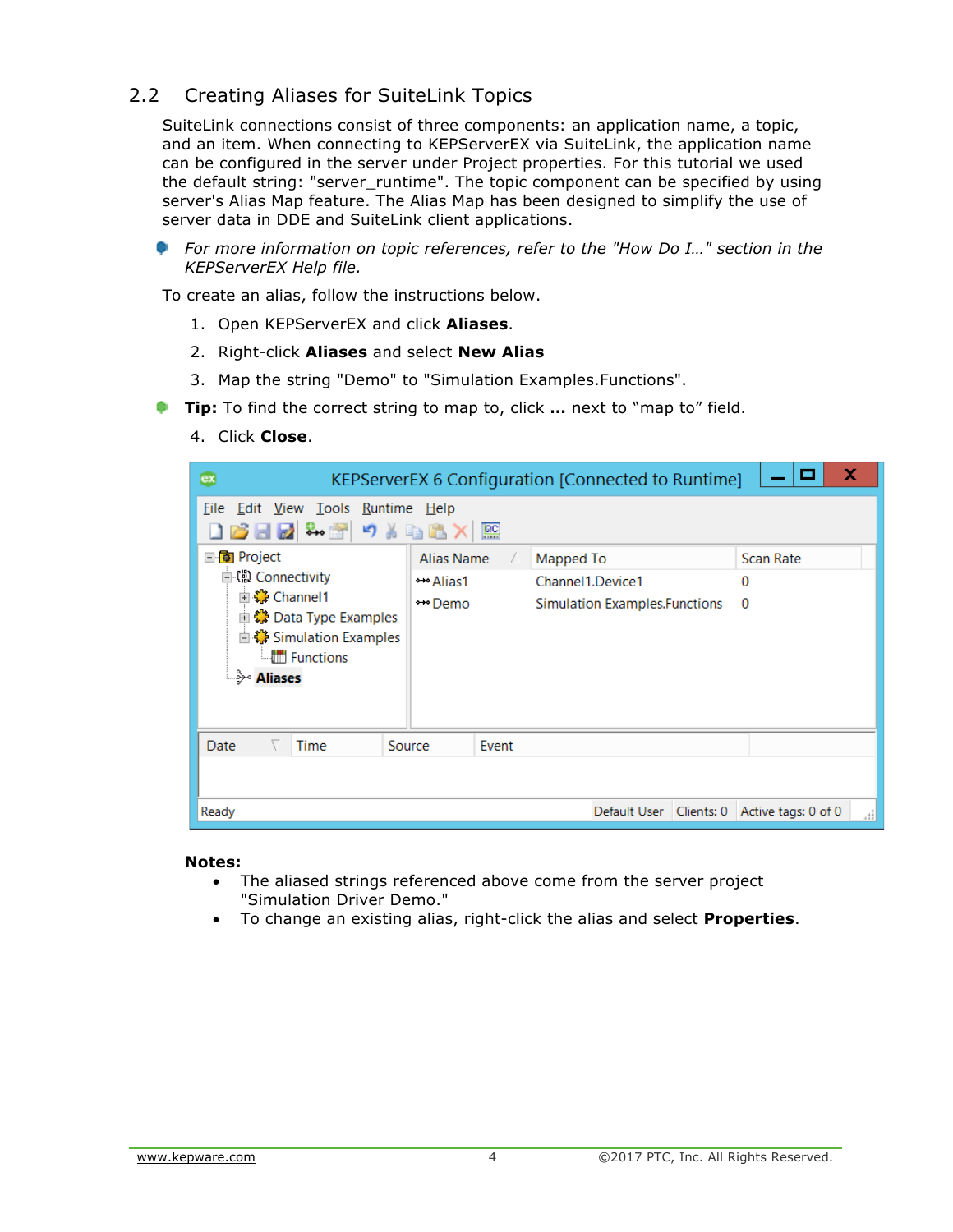## 2.2 Creating Aliases for SuiteLink Topics

SuiteLink connections consist of three components: an application name, a topic, and an item. When connecting to KEPServerEX via SuiteLink, the application name can be configured in the server under Project properties. For this tutorial we used the default string: "server_runtime". The topic component can be specified by using server's Alias Map feature. The Alias Map has been designed to simplify the use of server data in DDE and SuiteLink client applications.

- *For more information on topic references, refer to the "How Do I..." section in the KEPServerEX Help file.*

To create an alias, follow the instructions below.

1. Open KEPServerEX and click **Aliases**.
2. Right-click **Aliases** and select **New Alias**
3. Map the string "Demo" to "Simulation Examples.Functions".

- **Tip:** To find the correct string to map to, click **...** next to "map to" field.

4. Click **Close**.

**Notes:**

- The aliased strings referenced above come from the server project "Simulation Driver Demo."
- To change an existing alias, right-click the alias and select **Properties**.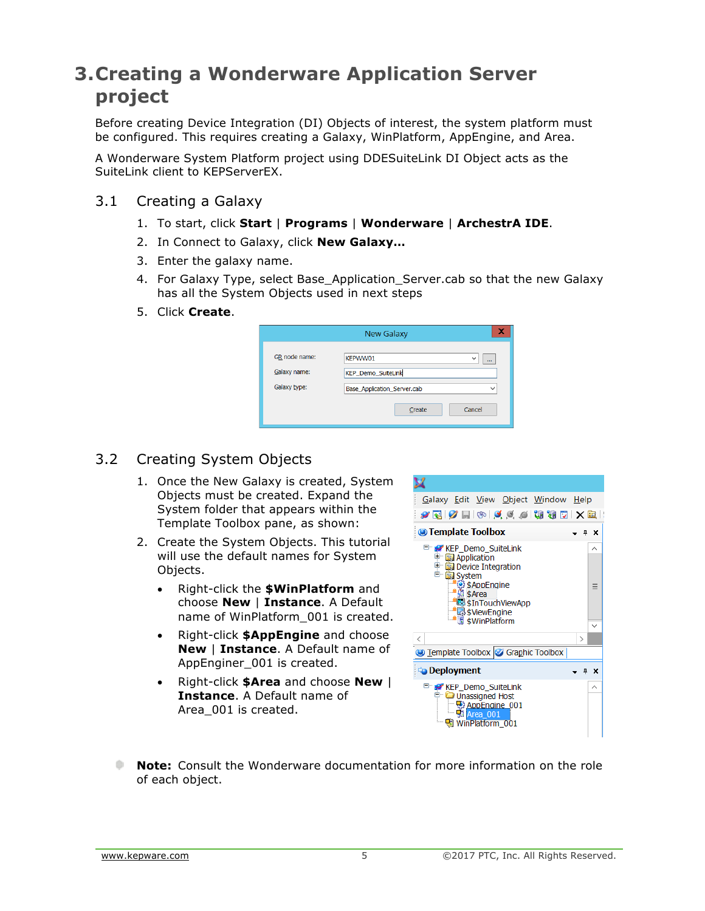# 3. Creating a Wonderware Application Server project

Before creating Device Integration (DI) Objects of interest, the system platform must be configured. This requires creating a Galaxy, WinPlatform, AppEngine, and Area.

A Wonderware System Platform project using DDESuiteLink DI Object acts as the SuiteLink client to KEPServerEX.

## 3.1 Creating a Galaxy

1. To start, click **Start** | **Programs** | **Wonderware** | **ArchestrA IDE**.
2. In Connect to Galaxy, click **New Galaxy…**
3. Enter the galaxy name.
4. For Galaxy Type, select Base_Application_Server.cab so that the new Galaxy has all the System Objects used in next steps
5. Click **Create**.

## 3.2 Creating System Objects

1. Once the New Galaxy is created, System Objects must be created. Expand the System folder that appears within the Template Toolbox pane, as shown:
2. Create the System Objects. This tutorial will use the default names for System Objects.
   - Right-click the **$WinPlatform** and choose **New** | **Instance**. A Default name of WinPlatform_001 is created.
   - Right-click **$AppEngine** and choose **New** | **Instance**. A Default name of AppEnginer_001 is created.
   - Right-click **$Area** and choose **New** | **Instance**. A Default name of Area_001 is created.

**Note:** Consult the Wonderware documentation for more information on the role of each object.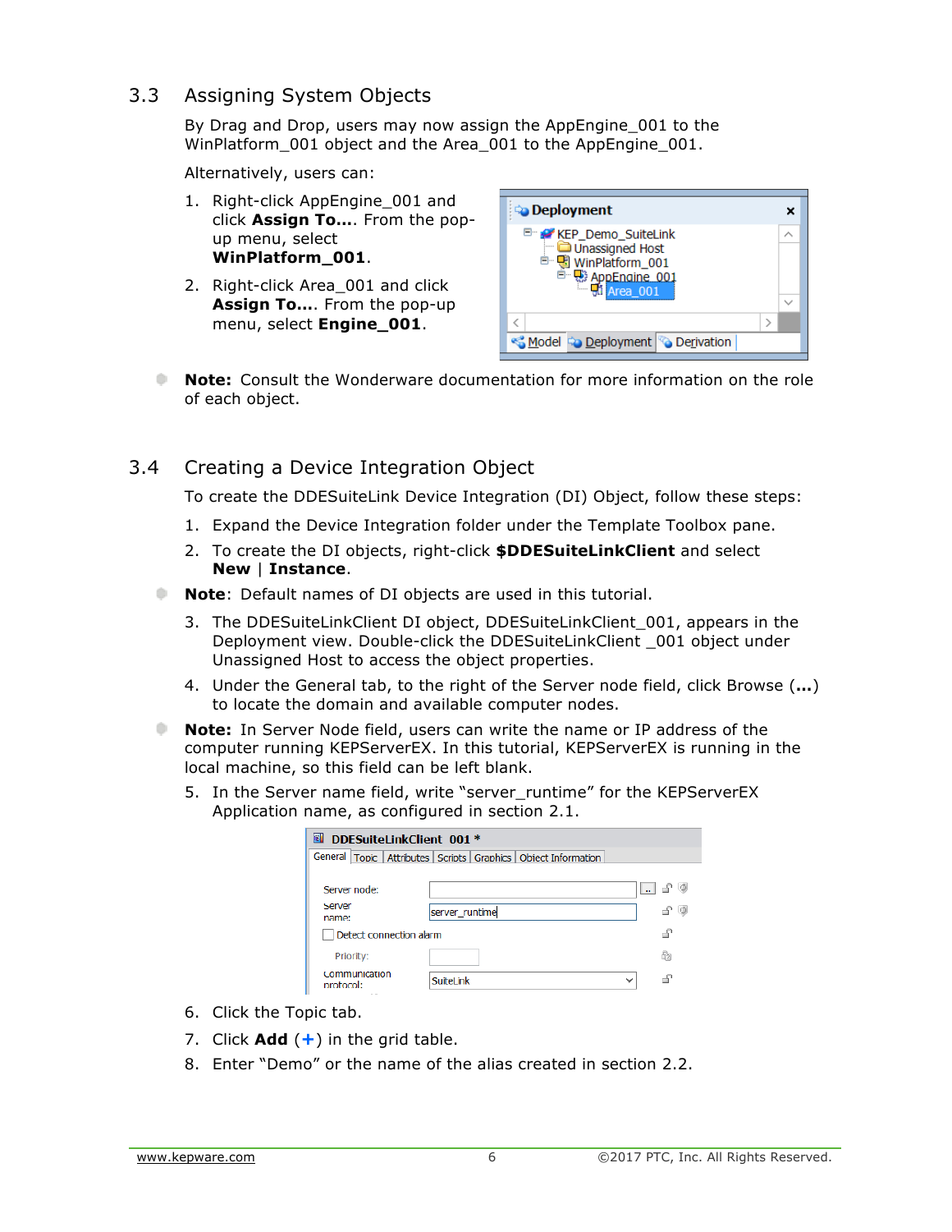## 3.3 Assigning System Objects

By Drag and Drop, users may now assign the AppEngine_001 to the WinPlatform_001 object and the Area_001 to the AppEngine_001.

Alternatively, users can:

1. Right-click AppEngine_001 and click **Assign To…**. From the pop-up menu, select **WinPlatform_001**.
2. Right-click Area_001 and click **Assign To…**. From the pop-up menu, select **Engine_001**.

- **Note:** Consult the Wonderware documentation for more information on the role of each object.

## 3.4 Creating a Device Integration Object

To create the DDESuiteLink Device Integration (DI) Object, follow these steps:

1. Expand the Device Integration folder under the Template Toolbox pane.
2. To create the DI objects, right-click **$DDESuiteLinkClient** and select **New** | **Instance**.

- **Note**: Default names of DI objects are used in this tutorial.

3. The DDESuiteLinkClient DI object, DDESuiteLinkClient_001, appears in the Deployment view. Double-click the DDESuiteLinkClient _001 object under Unassigned Host to access the object properties.
4. Under the General tab, to the right of the Server node field, click Browse (**…**) to locate the domain and available computer nodes.

- **Note:** In Server Node field, users can write the name or IP address of the computer running KEPServerEX. In this tutorial, KEPServerEX is running in the local machine, so this field can be left blank.

5. In the Server name field, write "server_runtime" for the KEPServerEX Application name, as configured in section 2.1.
6. Click the Topic tab.
7. Click **Add** (**+**) in the grid table.
8. Enter "Demo" or the name of the alias created in section 2.2.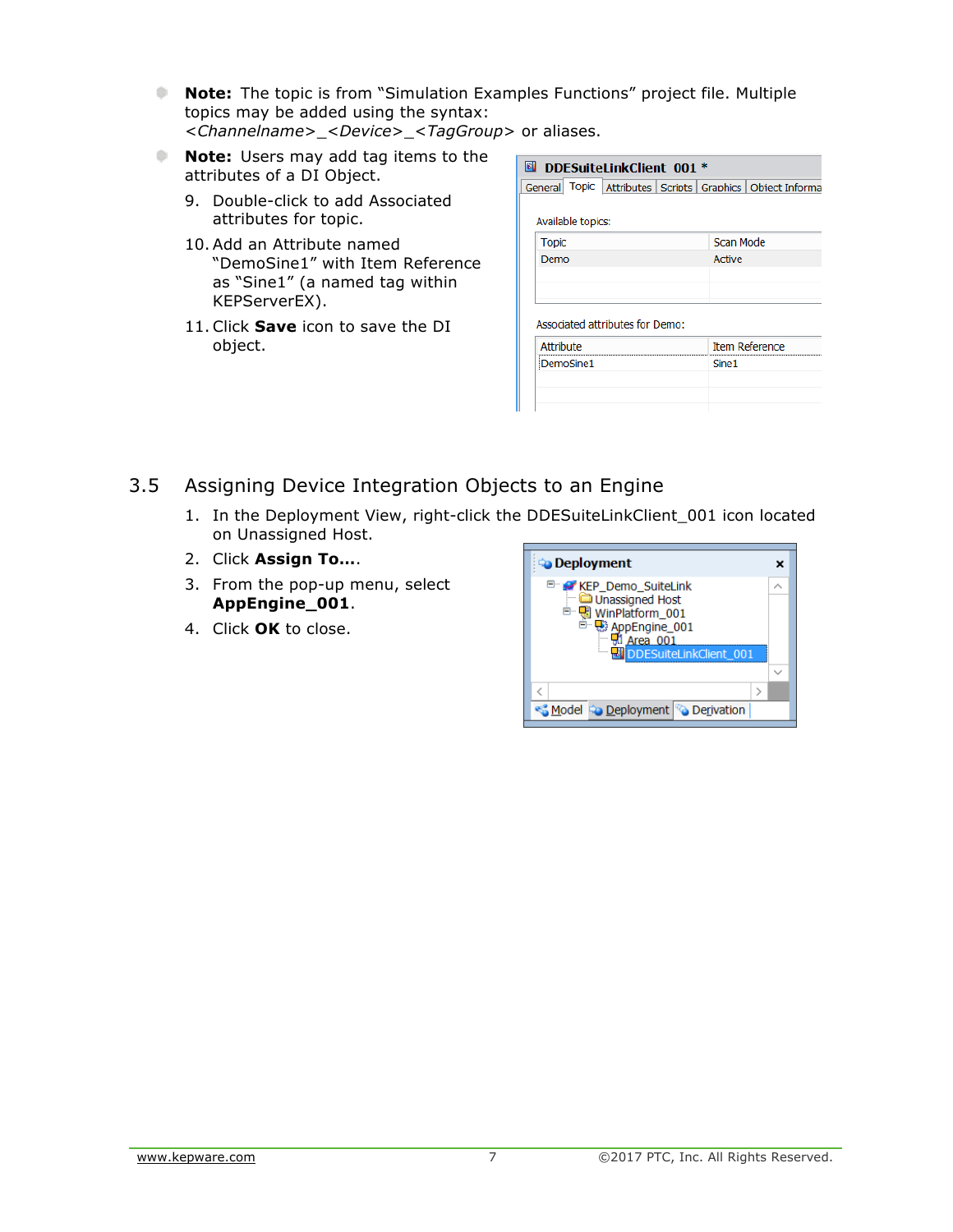- **Note:** The topic is from "Simulation Examples Functions" project file. Multiple topics may be added using the syntax: *<Channelname>_<Device>_<TagGroup>* or aliases.
- **Note:** Users may add tag items to the attributes of a DI Object.

9. Double-click to add Associated attributes for topic.
10. Add an Attribute named "DemoSine1" with Item Reference as "Sine1" (a named tag within KEPServerEX).
11. Click **Save** icon to save the DI object.

## 3.5 Assigning Device Integration Objects to an Engine

1. In the Deployment View, right-click the DDESuiteLinkClient_001 icon located on Unassigned Host.
2. Click **Assign To…**.
3. From the pop-up menu, select **AppEngine_001**.
4. Click **OK** to close.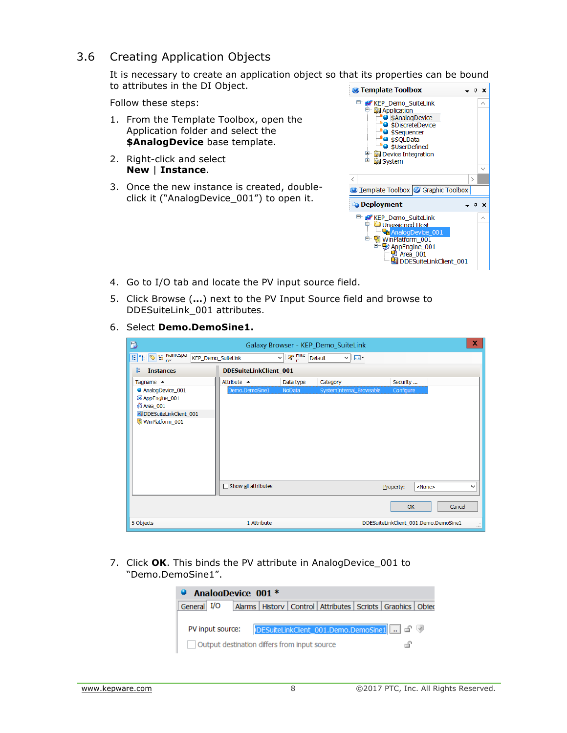## 3.6 Creating Application Objects

It is necessary to create an application object so that its properties can be bound to attributes in the DI Object.

Follow these steps:

1. From the Template Toolbox, open the Application folder and select the **$AnalogDevice** base template.
2. Right-click and select **New** | **Instance**.
3. Once the new instance is created, double-click it ("AnalogDevice_001") to open it.
4. Go to I/O tab and locate the PV input source field.
5. Click Browse (**...**) next to the PV Input Source field and browse to DDESuiteLink_001 attributes.
6. Select **Demo.DemoSine1.**
7. Click **OK**. This binds the PV attribute in AnalogDevice_001 to "Demo.DemoSine1".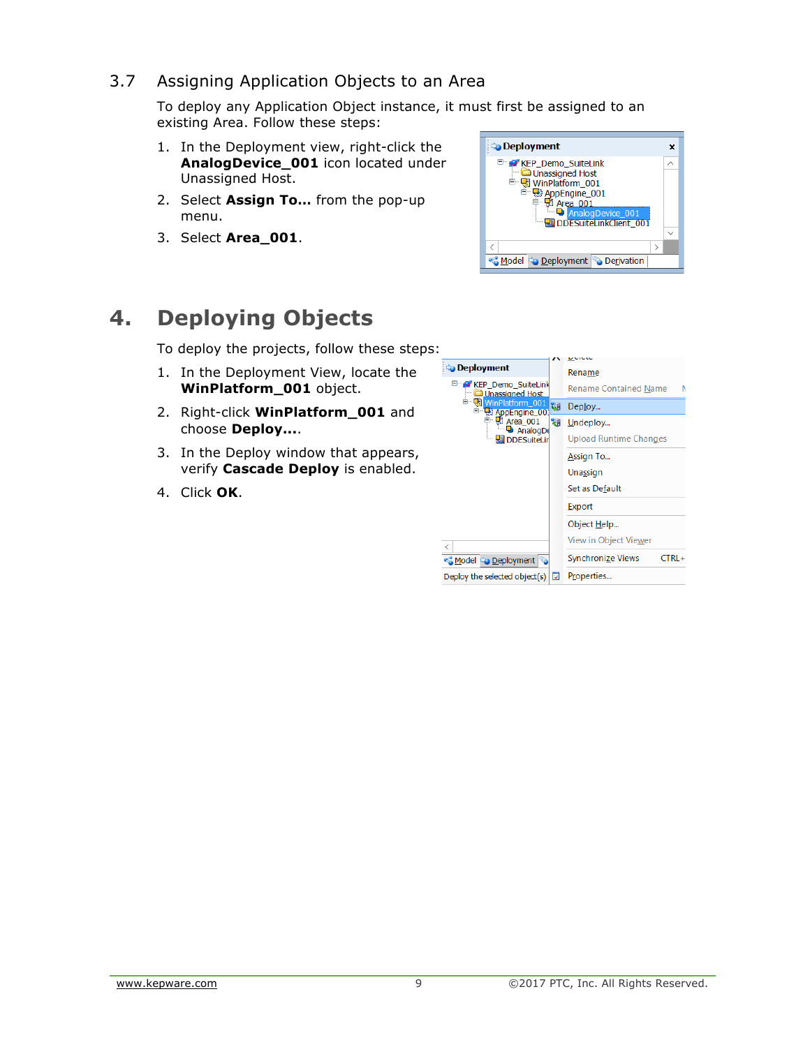## 3.7 Assigning Application Objects to an Area

To deploy any Application Object instance, it must first be assigned to an existing Area. Follow these steps:

1. In the Deployment view, right-click the **AnalogDevice_001** icon located under Unassigned Host.
2. Select **Assign To…** from the pop-up menu.
3. Select **Area_001**.

# 4. Deploying Objects

To deploy the projects, follow these steps:

1. In the Deployment View, locate the **WinPlatform_001** object.
2. Right-click **WinPlatform_001** and choose **Deploy…**.
3. In the Deploy window that appears, verify **Cascade Deploy** is enabled.
4. Click **OK**.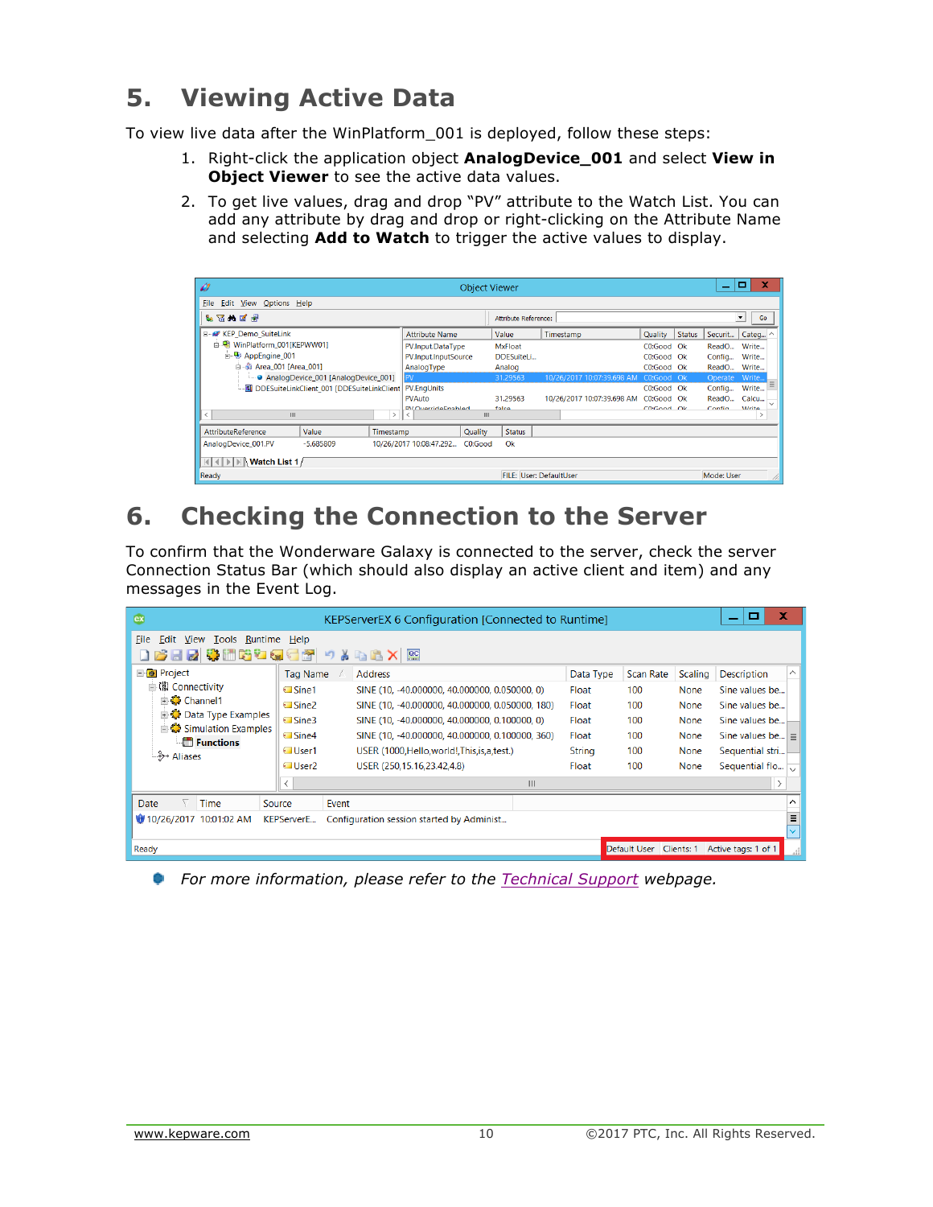# 5. Viewing Active Data

To view live data after the WinPlatform_001 is deployed, follow these steps:

1. Right-click the application object **AnalogDevice_001** and select **View in Object Viewer** to see the active data values.
2. To get live values, drag and drop "PV" attribute to the Watch List. You can add any attribute by drag and drop or right-clicking on the Attribute Name and selecting **Add to Watch** to trigger the active values to display.

# 6. Checking the Connection to the Server

To confirm that the Wonderware Galaxy is connected to the server, check the server Connection Status Bar (which should also display an active client and item) and any messages in the Event Log.

- *For more information, please refer to the Technical Support webpage.*